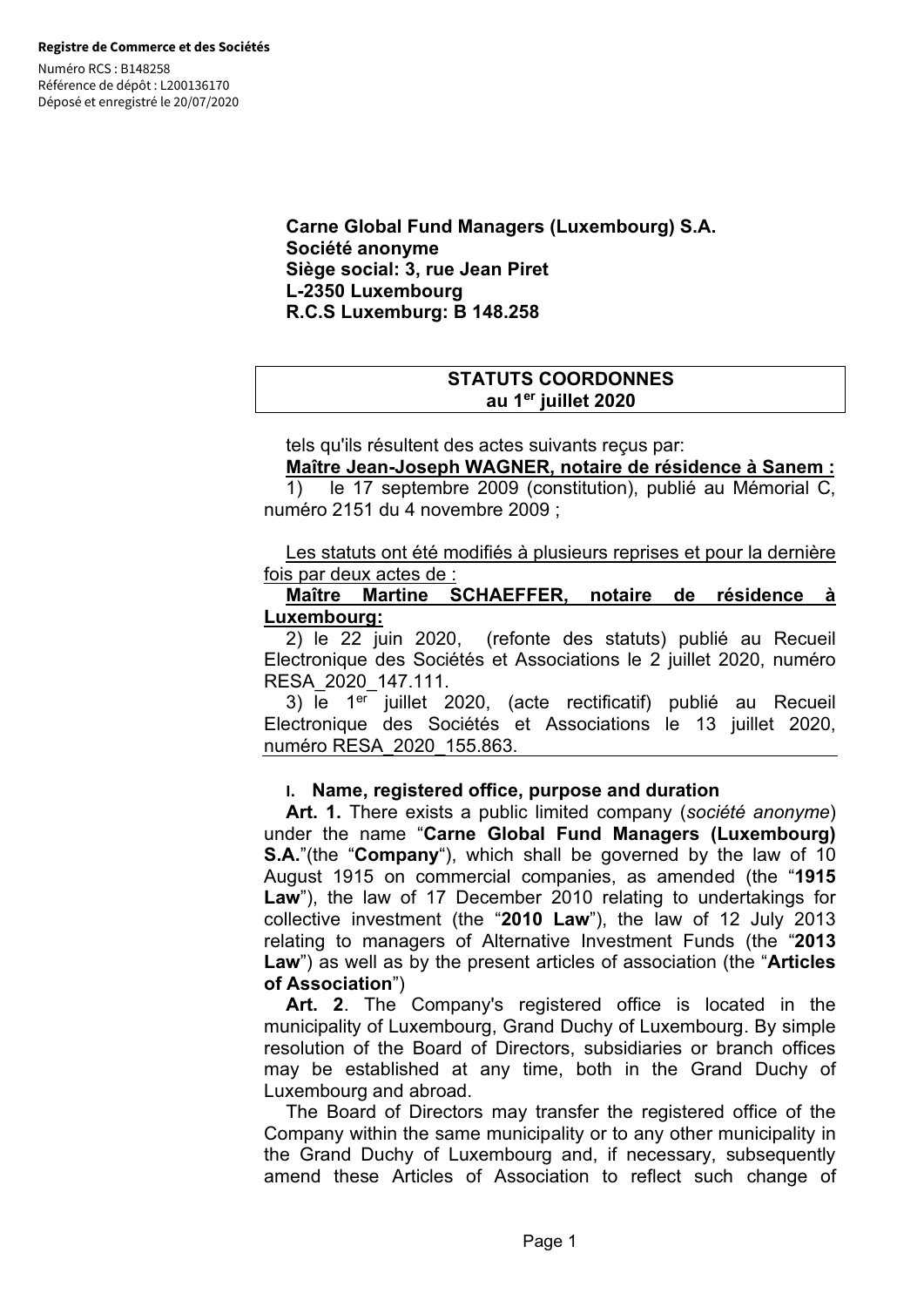**Registre de Commerce et des Sociétés**

Numéro RCS : B148258
Référence de dépôt : L200136170
Déposé et enregistré le 20/07/2020

**Carne Global Fund Managers (Luxembourg) S.A.**
**Société anonyme**
**Siège social: 3, rue Jean Piret**
**L-2350 Luxembourg**
**R.C.S Luxemburg: B 148.258**

| **STATUTS COORDONNES au 1er juillet 2020** |
| --- |

tels qu'ils résultent des actes suivants reçus par:

**Maître Jean-Joseph WAGNER, notaire de résidence à Sanem :**

1) le 17 septembre 2009 (constitution), publié au Mémorial C, numéro 2151 du 4 novembre 2009 ;

Les statuts ont été modifiés à plusieurs reprises et pour la dernière fois par deux actes de :

**Maître Martine SCHAEFFER, notaire de résidence à Luxembourg:**

2) le 22 juin 2020, (refonte des statuts) publié au Recueil Electronique des Sociétés et Associations le 2 juillet 2020, numéro RESA_2020_147.111.

3) le 1er juillet 2020, (acte rectificatif) publié au Recueil Electronique des Sociétés et Associations le 13 juillet 2020, numéro RESA_2020_155.863.

## I. Name, registered office, purpose and duration

**Art. 1.** There exists a public limited company (*société anonyme*) under the name "**Carne Global Fund Managers (Luxembourg) S.A.**"(the "**Company**"), which shall be governed by the law of 10 August 1915 on commercial companies, as amended (the "**1915 Law**"), the law of 17 December 2010 relating to undertakings for collective investment (the "**2010 Law**"), the law of 12 July 2013 relating to managers of Alternative Investment Funds (the "**2013 Law**") as well as by the present articles of association (the "**Articles of Association**")

**Art. 2**. The Company's registered office is located in the municipality of Luxembourg, Grand Duchy of Luxembourg. By simple resolution of the Board of Directors, subsidiaries or branch offices may be established at any time, both in the Grand Duchy of Luxembourg and abroad.

The Board of Directors may transfer the registered office of the Company within the same municipality or to any other municipality in the Grand Duchy of Luxembourg and, if necessary, subsequently amend these Articles of Association to reflect such change of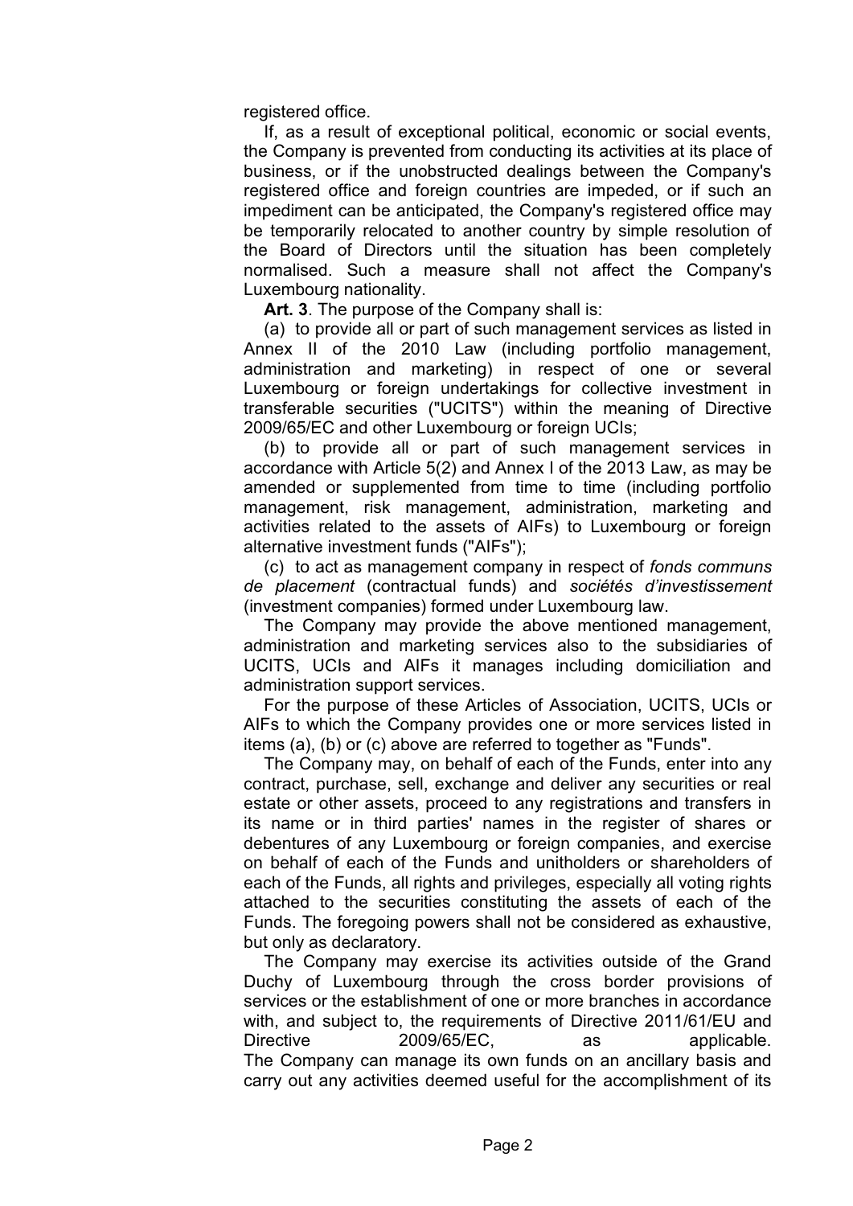registered office.

If, as a result of exceptional political, economic or social events, the Company is prevented from conducting its activities at its place of business, or if the unobstructed dealings between the Company's registered office and foreign countries are impeded, or if such an impediment can be anticipated, the Company's registered office may be temporarily relocated to another country by simple resolution of the Board of Directors until the situation has been completely normalised. Such a measure shall not affect the Company's Luxembourg nationality.

**Art. 3**. The purpose of the Company shall is:

(a) to provide all or part of such management services as listed in Annex II of the 2010 Law (including portfolio management, administration and marketing) in respect of one or several Luxembourg or foreign undertakings for collective investment in transferable securities ("UCITS") within the meaning of Directive 2009/65/EC and other Luxembourg or foreign UCIs;

(b) to provide all or part of such management services in accordance with Article 5(2) and Annex I of the 2013 Law, as may be amended or supplemented from time to time (including portfolio management, risk management, administration, marketing and activities related to the assets of AIFs) to Luxembourg or foreign alternative investment funds ("AIFs");

(c) to act as management company in respect of *fonds communs de placement* (contractual funds) and *sociétés d'investissement* (investment companies) formed under Luxembourg law.

The Company may provide the above mentioned management, administration and marketing services also to the subsidiaries of UCITS, UCIs and AIFs it manages including domiciliation and administration support services.

For the purpose of these Articles of Association, UCITS, UCIs or AIFs to which the Company provides one or more services listed in items (a), (b) or (c) above are referred to together as "Funds".

The Company may, on behalf of each of the Funds, enter into any contract, purchase, sell, exchange and deliver any securities or real estate or other assets, proceed to any registrations and transfers in its name or in third parties' names in the register of shares or debentures of any Luxembourg or foreign companies, and exercise on behalf of each of the Funds and unitholders or shareholders of each of the Funds, all rights and privileges, especially all voting rights attached to the securities constituting the assets of each of the Funds. The foregoing powers shall not be considered as exhaustive, but only as declaratory.

The Company may exercise its activities outside of the Grand Duchy of Luxembourg through the cross border provisions of services or the establishment of one or more branches in accordance with, and subject to, the requirements of Directive 2011/61/EU and Directive 2009/65/EC, as applicable.
The Company can manage its own funds on an ancillary basis and carry out any activities deemed useful for the accomplishment of its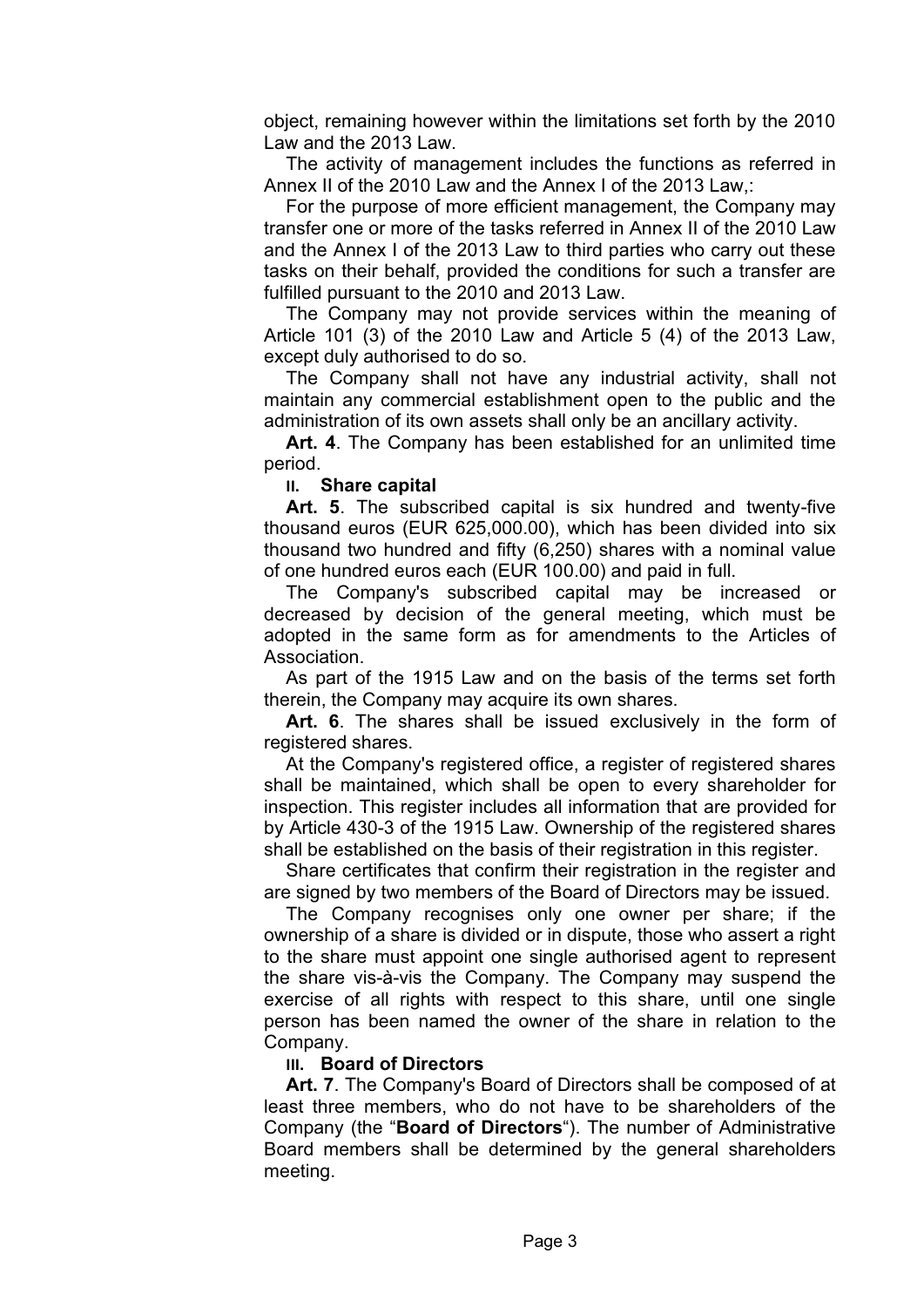object, remaining however within the limitations set forth by the 2010 Law and the 2013 Law.

The activity of management includes the functions as referred in Annex II of the 2010 Law and the Annex I of the 2013 Law,:

For the purpose of more efficient management, the Company may transfer one or more of the tasks referred in Annex II of the 2010 Law and the Annex I of the 2013 Law to third parties who carry out these tasks on their behalf, provided the conditions for such a transfer are fulfilled pursuant to the 2010 and 2013 Law.

The Company may not provide services within the meaning of Article 101 (3) of the 2010 Law and Article 5 (4) of the 2013 Law, except duly authorised to do so.

The Company shall not have any industrial activity, shall not maintain any commercial establishment open to the public and the administration of its own assets shall only be an ancillary activity.

**Art. 4**. The Company has been established for an unlimited time period.

## II. Share capital

**Art. 5**. The subscribed capital is six hundred and twenty-five thousand euros (EUR 625,000.00), which has been divided into six thousand two hundred and fifty (6,250) shares with a nominal value of one hundred euros each (EUR 100.00) and paid in full.

The Company's subscribed capital may be increased or decreased by decision of the general meeting, which must be adopted in the same form as for amendments to the Articles of Association.

As part of the 1915 Law and on the basis of the terms set forth therein, the Company may acquire its own shares.

**Art. 6**. The shares shall be issued exclusively in the form of registered shares.

At the Company's registered office, a register of registered shares shall be maintained, which shall be open to every shareholder for inspection. This register includes all information that are provided for by Article 430-3 of the 1915 Law. Ownership of the registered shares shall be established on the basis of their registration in this register.

Share certificates that confirm their registration in the register and are signed by two members of the Board of Directors may be issued.

The Company recognises only one owner per share; if the ownership of a share is divided or in dispute, those who assert a right to the share must appoint one single authorised agent to represent the share vis-à-vis the Company. The Company may suspend the exercise of all rights with respect to this share, until one single person has been named the owner of the share in relation to the Company.

## III. Board of Directors

**Art. 7**. The Company's Board of Directors shall be composed of at least three members, who do not have to be shareholders of the Company (the "**Board of Directors**"). The number of Administrative Board members shall be determined by the general shareholders meeting.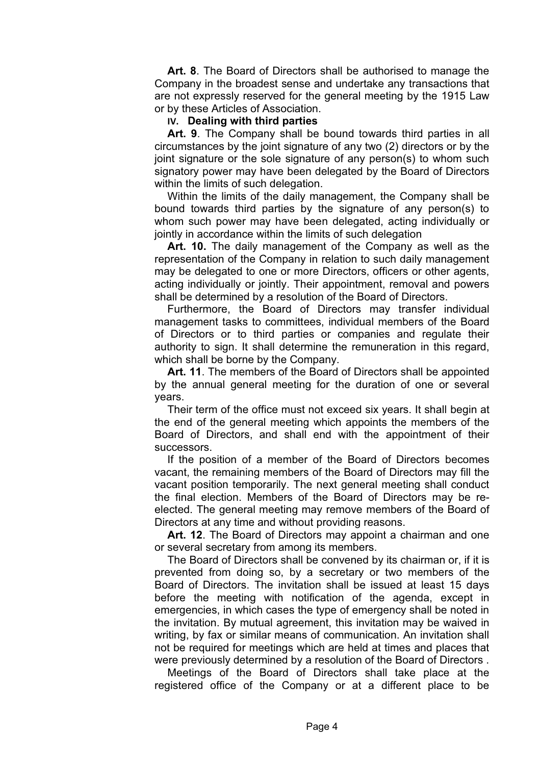**Art. 8**. The Board of Directors shall be authorised to manage the Company in the broadest sense and undertake any transactions that are not expressly reserved for the general meeting by the 1915 Law or by these Articles of Association.

## IV. Dealing with third parties

**Art. 9**. The Company shall be bound towards third parties in all circumstances by the joint signature of any two (2) directors or by the joint signature or the sole signature of any person(s) to whom such signatory power may have been delegated by the Board of Directors within the limits of such delegation.

Within the limits of the daily management, the Company shall be bound towards third parties by the signature of any person(s) to whom such power may have been delegated, acting individually or jointly in accordance within the limits of such delegation

**Art. 10.** The daily management of the Company as well as the representation of the Company in relation to such daily management may be delegated to one or more Directors, officers or other agents, acting individually or jointly. Their appointment, removal and powers shall be determined by a resolution of the Board of Directors.

Furthermore, the Board of Directors may transfer individual management tasks to committees, individual members of the Board of Directors or to third parties or companies and regulate their authority to sign. It shall determine the remuneration in this regard, which shall be borne by the Company.

**Art. 11**. The members of the Board of Directors shall be appointed by the annual general meeting for the duration of one or several years.

Their term of the office must not exceed six years. It shall begin at the end of the general meeting which appoints the members of the Board of Directors, and shall end with the appointment of their successors.

If the position of a member of the Board of Directors becomes vacant, the remaining members of the Board of Directors may fill the vacant position temporarily. The next general meeting shall conduct the final election. Members of the Board of Directors may be re-elected. The general meeting may remove members of the Board of Directors at any time and without providing reasons.

**Art. 12**. The Board of Directors may appoint a chairman and one or several secretary from among its members.

The Board of Directors shall be convened by its chairman or, if it is prevented from doing so, by a secretary or two members of the Board of Directors. The invitation shall be issued at least 15 days before the meeting with notification of the agenda, except in emergencies, in which cases the type of emergency shall be noted in the invitation. By mutual agreement, this invitation may be waived in writing, by fax or similar means of communication. An invitation shall not be required for meetings which are held at times and places that were previously determined by a resolution of the Board of Directors .

Meetings of the Board of Directors shall take place at the registered office of the Company or at a different place to be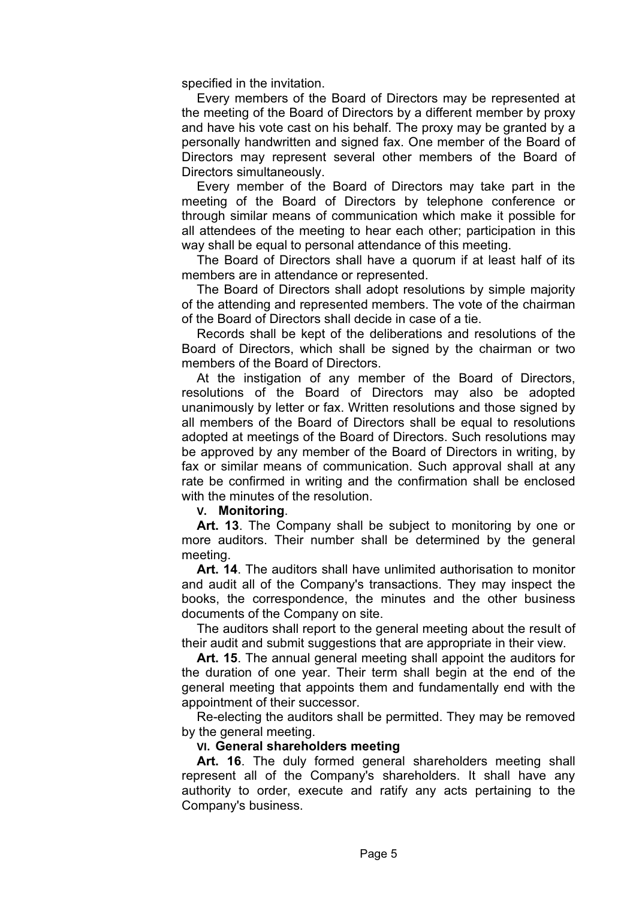specified in the invitation.

Every members of the Board of Directors may be represented at the meeting of the Board of Directors by a different member by proxy and have his vote cast on his behalf. The proxy may be granted by a personally handwritten and signed fax. One member of the Board of Directors may represent several other members of the Board of Directors simultaneously.

Every member of the Board of Directors may take part in the meeting of the Board of Directors by telephone conference or through similar means of communication which make it possible for all attendees of the meeting to hear each other; participation in this way shall be equal to personal attendance of this meeting.

The Board of Directors shall have a quorum if at least half of its members are in attendance or represented.

The Board of Directors shall adopt resolutions by simple majority of the attending and represented members. The vote of the chairman of the Board of Directors shall decide in case of a tie.

Records shall be kept of the deliberations and resolutions of the Board of Directors, which shall be signed by the chairman or two members of the Board of Directors.

At the instigation of any member of the Board of Directors, resolutions of the Board of Directors may also be adopted unanimously by letter or fax. Written resolutions and those signed by all members of the Board of Directors shall be equal to resolutions adopted at meetings of the Board of Directors. Such resolutions may be approved by any member of the Board of Directors in writing, by fax or similar means of communication. Such approval shall at any rate be confirmed in writing and the confirmation shall be enclosed with the minutes of the resolution.

## V. Monitoring.

**Art. 13**. The Company shall be subject to monitoring by one or more auditors. Their number shall be determined by the general meeting.

**Art. 14**. The auditors shall have unlimited authorisation to monitor and audit all of the Company's transactions. They may inspect the books, the correspondence, the minutes and the other business documents of the Company on site.

The auditors shall report to the general meeting about the result of their audit and submit suggestions that are appropriate in their view.

**Art. 15**. The annual general meeting shall appoint the auditors for the duration of one year. Their term shall begin at the end of the general meeting that appoints them and fundamentally end with the appointment of their successor.

Re-electing the auditors shall be permitted. They may be removed by the general meeting.

## VI. General shareholders meeting

**Art. 16**. The duly formed general shareholders meeting shall represent all of the Company's shareholders. It shall have any authority to order, execute and ratify any acts pertaining to the Company's business.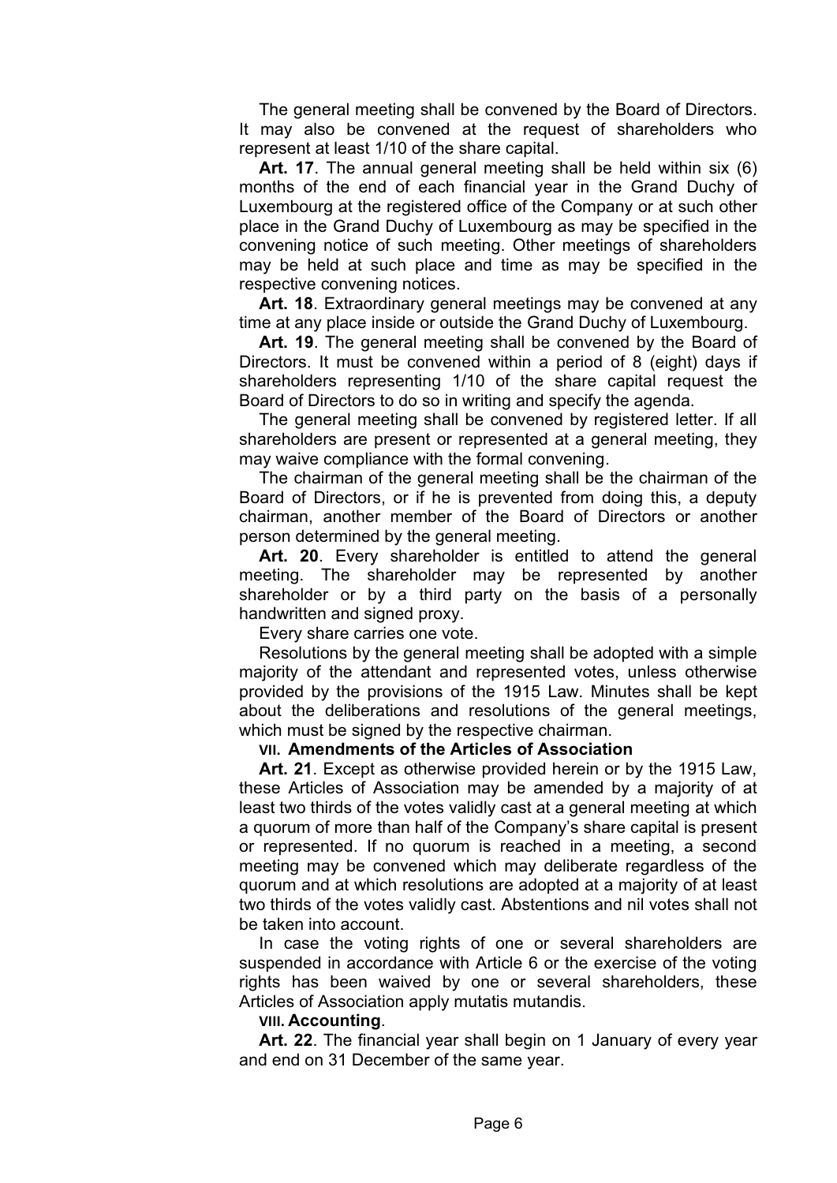The general meeting shall be convened by the Board of Directors. It may also be convened at the request of shareholders who represent at least 1/10 of the share capital.

**Art. 17**. The annual general meeting shall be held within six (6) months of the end of each financial year in the Grand Duchy of Luxembourg at the registered office of the Company or at such other place in the Grand Duchy of Luxembourg as may be specified in the convening notice of such meeting. Other meetings of shareholders may be held at such place and time as may be specified in the respective convening notices.

**Art. 18**. Extraordinary general meetings may be convened at any time at any place inside or outside the Grand Duchy of Luxembourg.

**Art. 19**. The general meeting shall be convened by the Board of Directors. It must be convened within a period of 8 (eight) days if shareholders representing 1/10 of the share capital request the Board of Directors to do so in writing and specify the agenda.

The general meeting shall be convened by registered letter. If all shareholders are present or represented at a general meeting, they may waive compliance with the formal convening.

The chairman of the general meeting shall be the chairman of the Board of Directors, or if he is prevented from doing this, a deputy chairman, another member of the Board of Directors or another person determined by the general meeting.

**Art. 20**. Every shareholder is entitled to attend the general meeting. The shareholder may be represented by another shareholder or by a third party on the basis of a personally handwritten and signed proxy.

Every share carries one vote.

Resolutions by the general meeting shall be adopted with a simple majority of the attendant and represented votes, unless otherwise provided by the provisions of the 1915 Law. Minutes shall be kept about the deliberations and resolutions of the general meetings, which must be signed by the respective chairman.

## VII. Amendments of the Articles of Association

**Art. 21**. Except as otherwise provided herein or by the 1915 Law, these Articles of Association may be amended by a majority of at least two thirds of the votes validly cast at a general meeting at which a quorum of more than half of the Company's share capital is present or represented. If no quorum is reached in a meeting, a second meeting may be convened which may deliberate regardless of the quorum and at which resolutions are adopted at a majority of at least two thirds of the votes validly cast. Abstentions and nil votes shall not be taken into account.

In case the voting rights of one or several shareholders are suspended in accordance with Article 6 or the exercise of the voting rights has been waived by one or several shareholders, these Articles of Association apply mutatis mutandis.

## VIII. Accounting.

**Art. 22**. The financial year shall begin on 1 January of every year and end on 31 December of the same year.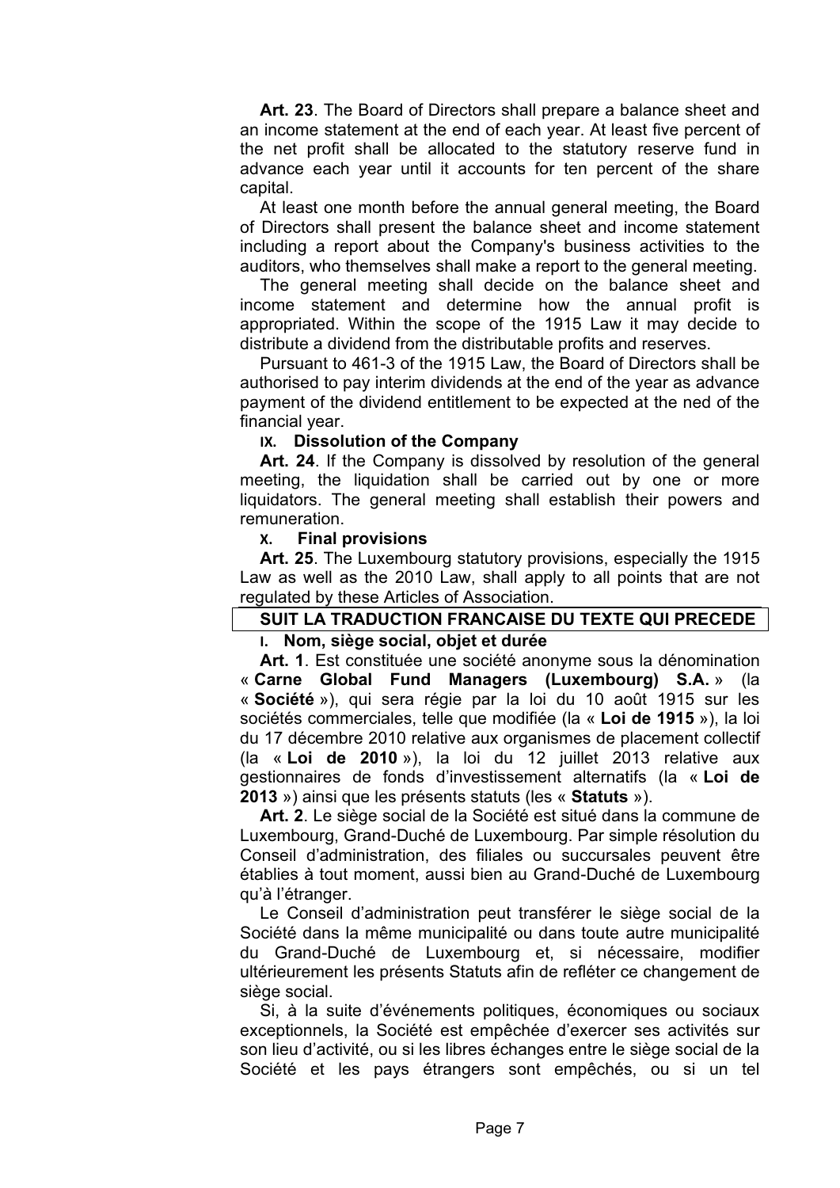**Art. 23**. The Board of Directors shall prepare a balance sheet and an income statement at the end of each year. At least five percent of the net profit shall be allocated to the statutory reserve fund in advance each year until it accounts for ten percent of the share capital.

At least one month before the annual general meeting, the Board of Directors shall present the balance sheet and income statement including a report about the Company's business activities to the auditors, who themselves shall make a report to the general meeting.

The general meeting shall decide on the balance sheet and income statement and determine how the annual profit is appropriated. Within the scope of the 1915 Law it may decide to distribute a dividend from the distributable profits and reserves.

Pursuant to 461-3 of the 1915 Law, the Board of Directors shall be authorised to pay interim dividends at the end of the year as advance payment of the dividend entitlement to be expected at the ned of the financial year.

### IX. Dissolution of the Company

**Art. 24**. If the Company is dissolved by resolution of the general meeting, the liquidation shall be carried out by one or more liquidators. The general meeting shall establish their powers and remuneration.

### X. Final provisions

**Art. 25**. The Luxembourg statutory provisions, especially the 1915 Law as well as the 2010 Law, shall apply to all points that are not regulated by these Articles of Association.

## SUIT LA TRADUCTION FRANCAISE DU TEXTE QUI PRECEDE

### I. Nom, siège social, objet et durée

**Art. 1**. Est constituée une société anonyme sous la dénomination « **Carne Global Fund Managers (Luxembourg) S.A.** » (la « **Société** »), qui sera régie par la loi du 10 août 1915 sur les sociétés commerciales, telle que modifiée (la « **Loi de 1915** »), la loi du 17 décembre 2010 relative aux organismes de placement collectif (la « **Loi de 2010** »), la loi du 12 juillet 2013 relative aux gestionnaires de fonds d'investissement alternatifs (la « **Loi de 2013** ») ainsi que les présents statuts (les « **Statuts** »).

**Art. 2**. Le siège social de la Société est situé dans la commune de Luxembourg, Grand-Duché de Luxembourg. Par simple résolution du Conseil d'administration, des filiales ou succursales peuvent être établies à tout moment, aussi bien au Grand-Duché de Luxembourg qu'à l'étranger.

Le Conseil d'administration peut transférer le siège social de la Société dans la même municipalité ou dans toute autre municipalité du Grand-Duché de Luxembourg et, si nécessaire, modifier ultérieurement les présents Statuts afin de refléter ce changement de siège social.

Si, à la suite d'événements politiques, économiques ou sociaux exceptionnels, la Société est empêchée d'exercer ses activités sur son lieu d'activité, ou si les libres échanges entre le siège social de la Société et les pays étrangers sont empêchés, ou si un tel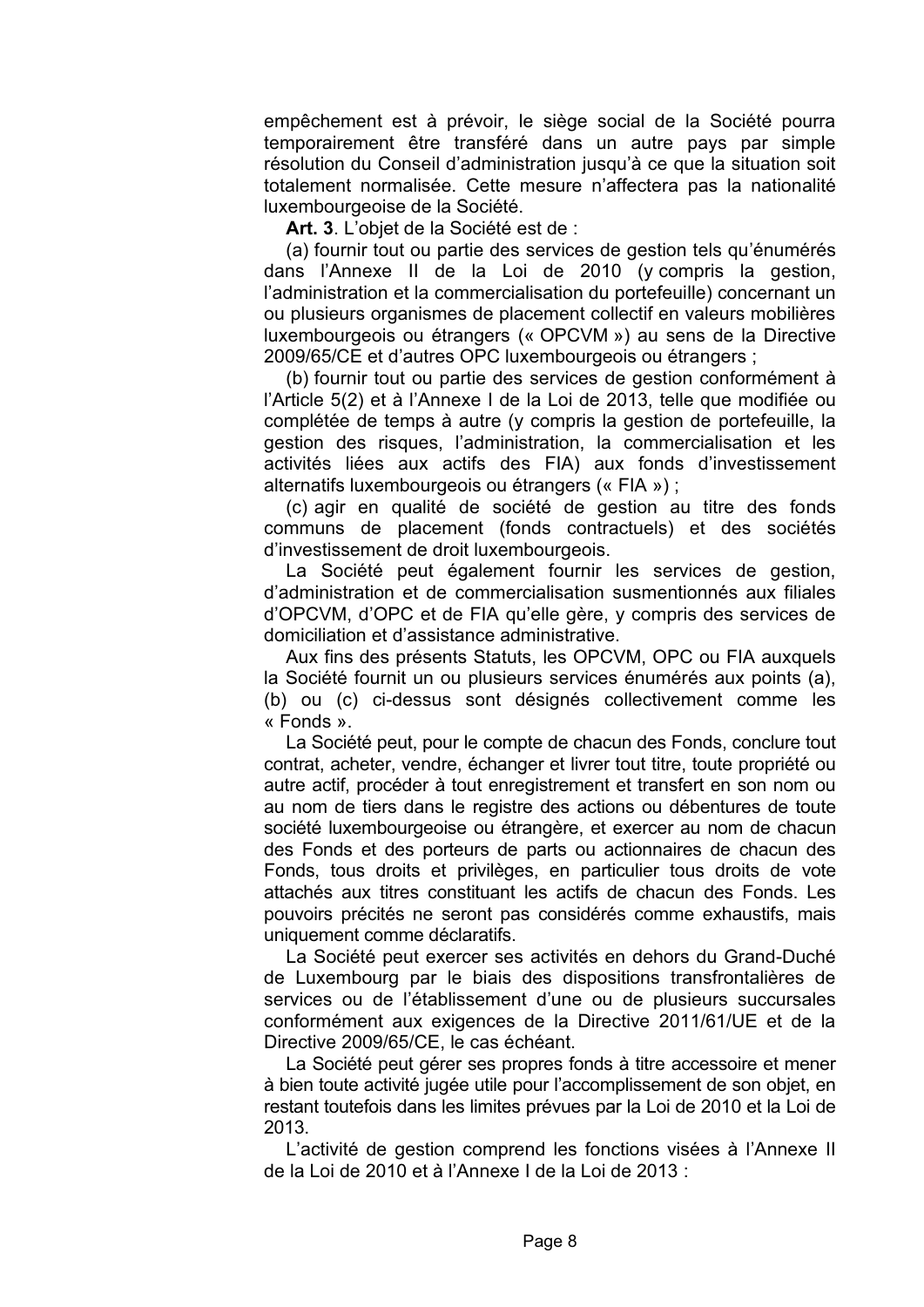empêchement est à prévoir, le siège social de la Société pourra temporairement être transféré dans un autre pays par simple résolution du Conseil d'administration jusqu'à ce que la situation soit totalement normalisée. Cette mesure n'affectera pas la nationalité luxembourgeoise de la Société.

**Art. 3**. L'objet de la Société est de :

(a) fournir tout ou partie des services de gestion tels qu'énumérés dans l'Annexe II de la Loi de 2010 (y compris la gestion, l'administration et la commercialisation du portefeuille) concernant un ou plusieurs organismes de placement collectif en valeurs mobilières luxembourgeois ou étrangers (« OPCVM ») au sens de la Directive 2009/65/CE et d'autres OPC luxembourgeois ou étrangers ;

(b) fournir tout ou partie des services de gestion conformément à l'Article 5(2) et à l'Annexe I de la Loi de 2013, telle que modifiée ou complétée de temps à autre (y compris la gestion de portefeuille, la gestion des risques, l'administration, la commercialisation et les activités liées aux actifs des FIA) aux fonds d'investissement alternatifs luxembourgeois ou étrangers (« FIA ») ;

(c) agir en qualité de société de gestion au titre des fonds communs de placement (fonds contractuels) et des sociétés d'investissement de droit luxembourgeois.

La Société peut également fournir les services de gestion, d'administration et de commercialisation susmentionnés aux filiales d'OPCVM, d'OPC et de FIA qu'elle gère, y compris des services de domiciliation et d'assistance administrative.

Aux fins des présents Statuts, les OPCVM, OPC ou FIA auxquels la Société fournit un ou plusieurs services énumérés aux points (a), (b) ou (c) ci-dessus sont désignés collectivement comme les « Fonds ».

La Société peut, pour le compte de chacun des Fonds, conclure tout contrat, acheter, vendre, échanger et livrer tout titre, toute propriété ou autre actif, procéder à tout enregistrement et transfert en son nom ou au nom de tiers dans le registre des actions ou débentures de toute société luxembourgeoise ou étrangère, et exercer au nom de chacun des Fonds et des porteurs de parts ou actionnaires de chacun des Fonds, tous droits et privilèges, en particulier tous droits de vote attachés aux titres constituant les actifs de chacun des Fonds. Les pouvoirs précités ne seront pas considérés comme exhaustifs, mais uniquement comme déclaratifs.

La Société peut exercer ses activités en dehors du Grand-Duché de Luxembourg par le biais des dispositions transfrontalières de services ou de l'établissement d'une ou de plusieurs succursales conformément aux exigences de la Directive 2011/61/UE et de la Directive 2009/65/CE, le cas échéant.

La Société peut gérer ses propres fonds à titre accessoire et mener à bien toute activité jugée utile pour l'accomplissement de son objet, en restant toutefois dans les limites prévues par la Loi de 2010 et la Loi de 2013.

L'activité de gestion comprend les fonctions visées à l'Annexe II de la Loi de 2010 et à l'Annexe I de la Loi de 2013 :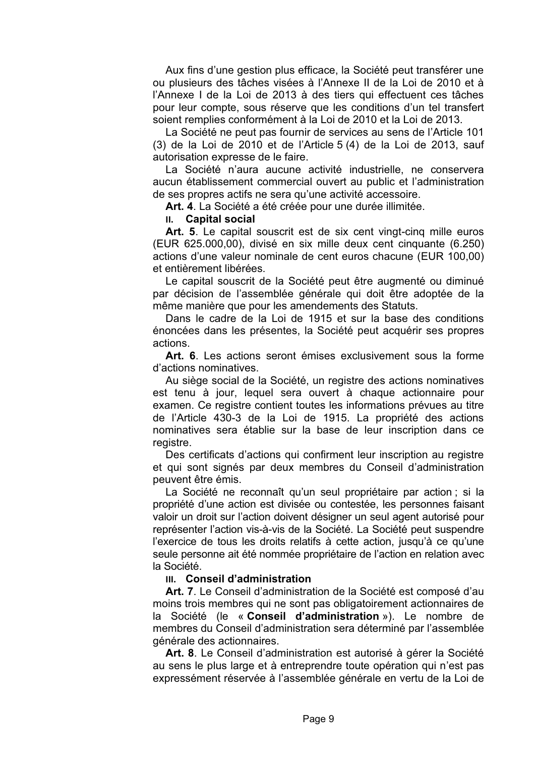Aux fins d'une gestion plus efficace, la Société peut transférer une ou plusieurs des tâches visées à l'Annexe II de la Loi de 2010 et à l'Annexe I de la Loi de 2013 à des tiers qui effectuent ces tâches pour leur compte, sous réserve que les conditions d'un tel transfert soient remplies conformément à la Loi de 2010 et la Loi de 2013.

La Société ne peut pas fournir de services au sens de l'Article 101 (3) de la Loi de 2010 et de l'Article 5 (4) de la Loi de 2013, sauf autorisation expresse de le faire.

La Société n'aura aucune activité industrielle, ne conservera aucun établissement commercial ouvert au public et l'administration de ses propres actifs ne sera qu'une activité accessoire.

**Art. 4**. La Société a été créée pour une durée illimitée.

## II. Capital social

**Art. 5**. Le capital souscrit est de six cent vingt-cinq mille euros (EUR 625.000,00), divisé en six mille deux cent cinquante (6.250) actions d'une valeur nominale de cent euros chacune (EUR 100,00) et entièrement libérées.

Le capital souscrit de la Société peut être augmenté ou diminué par décision de l'assemblée générale qui doit être adoptée de la même manière que pour les amendements des Statuts.

Dans le cadre de la Loi de 1915 et sur la base des conditions énoncées dans les présentes, la Société peut acquérir ses propres actions.

**Art. 6**. Les actions seront émises exclusivement sous la forme d'actions nominatives.

Au siège social de la Société, un registre des actions nominatives est tenu à jour, lequel sera ouvert à chaque actionnaire pour examen. Ce registre contient toutes les informations prévues au titre de l'Article 430-3 de la Loi de 1915. La propriété des actions nominatives sera établie sur la base de leur inscription dans ce registre.

Des certificats d'actions qui confirment leur inscription au registre et qui sont signés par deux membres du Conseil d'administration peuvent être émis.

La Société ne reconnaît qu'un seul propriétaire par action ; si la propriété d'une action est divisée ou contestée, les personnes faisant valoir un droit sur l'action doivent désigner un seul agent autorisé pour représenter l'action vis-à-vis de la Société. La Société peut suspendre l'exercice de tous les droits relatifs à cette action, jusqu'à ce qu'une seule personne ait été nommée propriétaire de l'action en relation avec la Société.

## III. Conseil d'administration

**Art. 7**. Le Conseil d'administration de la Société est composé d'au moins trois membres qui ne sont pas obligatoirement actionnaires de la Société (le « **Conseil d'administration** »). Le nombre de membres du Conseil d'administration sera déterminé par l'assemblée générale des actionnaires.

**Art. 8**. Le Conseil d'administration est autorisé à gérer la Société au sens le plus large et à entreprendre toute opération qui n'est pas expressément réservée à l'assemblée générale en vertu de la Loi de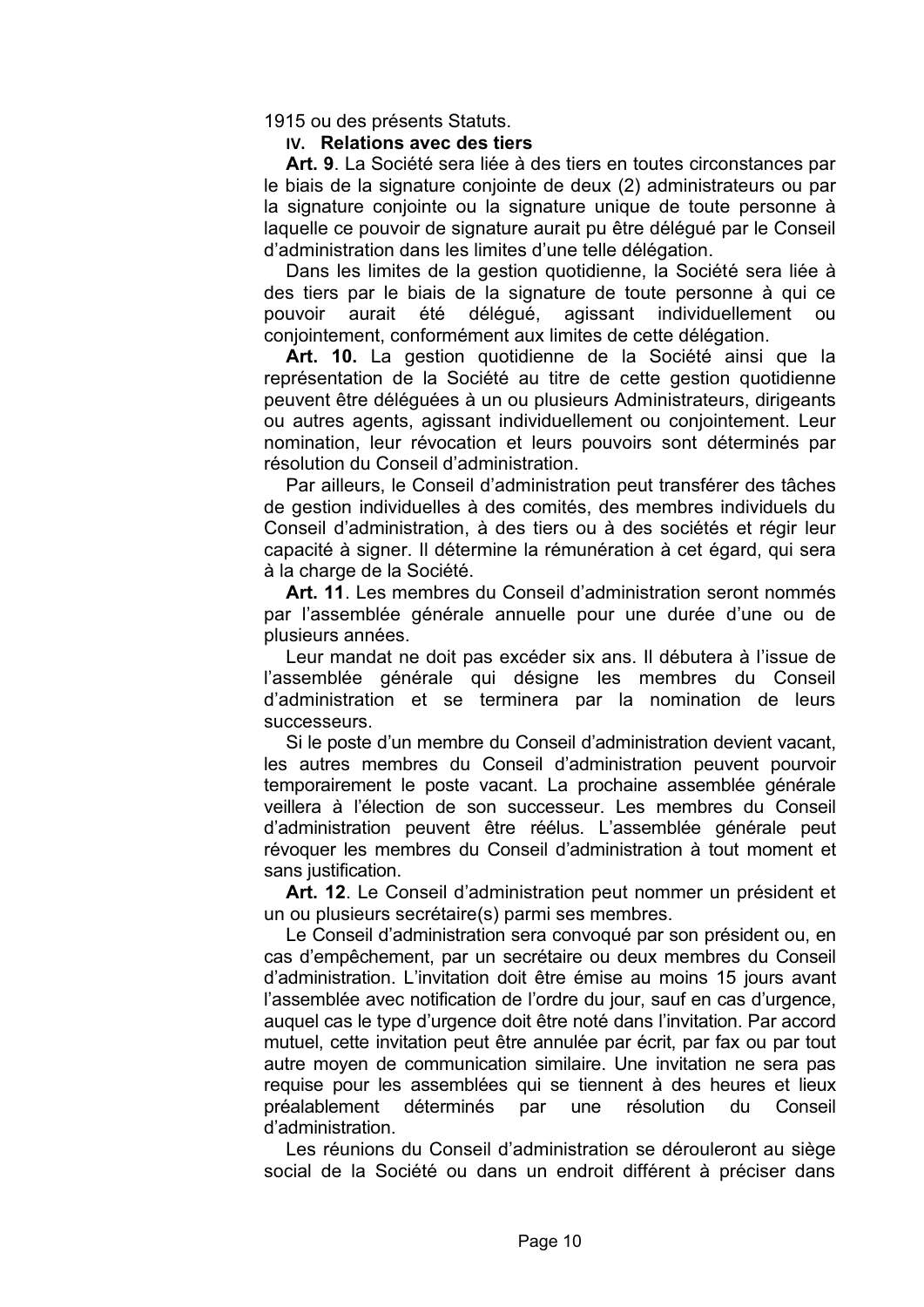1915 ou des présents Statuts.

## IV. Relations avec des tiers

**Art. 9**. La Société sera liée à des tiers en toutes circonstances par le biais de la signature conjointe de deux (2) administrateurs ou par la signature conjointe ou la signature unique de toute personne à laquelle ce pouvoir de signature aurait pu être délégué par le Conseil d'administration dans les limites d'une telle délégation.

Dans les limites de la gestion quotidienne, la Société sera liée à des tiers par le biais de la signature de toute personne à qui ce pouvoir aurait été délégué, agissant individuellement ou conjointement, conformément aux limites de cette délégation.

**Art. 10.** La gestion quotidienne de la Société ainsi que la représentation de la Société au titre de cette gestion quotidienne peuvent être déléguées à un ou plusieurs Administrateurs, dirigeants ou autres agents, agissant individuellement ou conjointement. Leur nomination, leur révocation et leurs pouvoirs sont déterminés par résolution du Conseil d'administration.

Par ailleurs, le Conseil d'administration peut transférer des tâches de gestion individuelles à des comités, des membres individuels du Conseil d'administration, à des tiers ou à des sociétés et régir leur capacité à signer. Il détermine la rémunération à cet égard, qui sera à la charge de la Société.

**Art. 11**. Les membres du Conseil d'administration seront nommés par l'assemblée générale annuelle pour une durée d'une ou de plusieurs années.

Leur mandat ne doit pas excéder six ans. Il débutera à l'issue de l'assemblée générale qui désigne les membres du Conseil d'administration et se terminera par la nomination de leurs successeurs.

Si le poste d'un membre du Conseil d'administration devient vacant, les autres membres du Conseil d'administration peuvent pourvoir temporairement le poste vacant. La prochaine assemblée générale veillera à l'élection de son successeur. Les membres du Conseil d'administration peuvent être réélus. L'assemblée générale peut révoquer les membres du Conseil d'administration à tout moment et sans justification.

**Art. 12**. Le Conseil d'administration peut nommer un président et un ou plusieurs secrétaire(s) parmi ses membres.

Le Conseil d'administration sera convoqué par son président ou, en cas d'empêchement, par un secrétaire ou deux membres du Conseil d'administration. L'invitation doit être émise au moins 15 jours avant l'assemblée avec notification de l'ordre du jour, sauf en cas d'urgence, auquel cas le type d'urgence doit être noté dans l'invitation. Par accord mutuel, cette invitation peut être annulée par écrit, par fax ou par tout autre moyen de communication similaire. Une invitation ne sera pas requise pour les assemblées qui se tiennent à des heures et lieux préalablement déterminés par une résolution du Conseil d'administration.

Les réunions du Conseil d'administration se dérouleront au siège social de la Société ou dans un endroit différent à préciser dans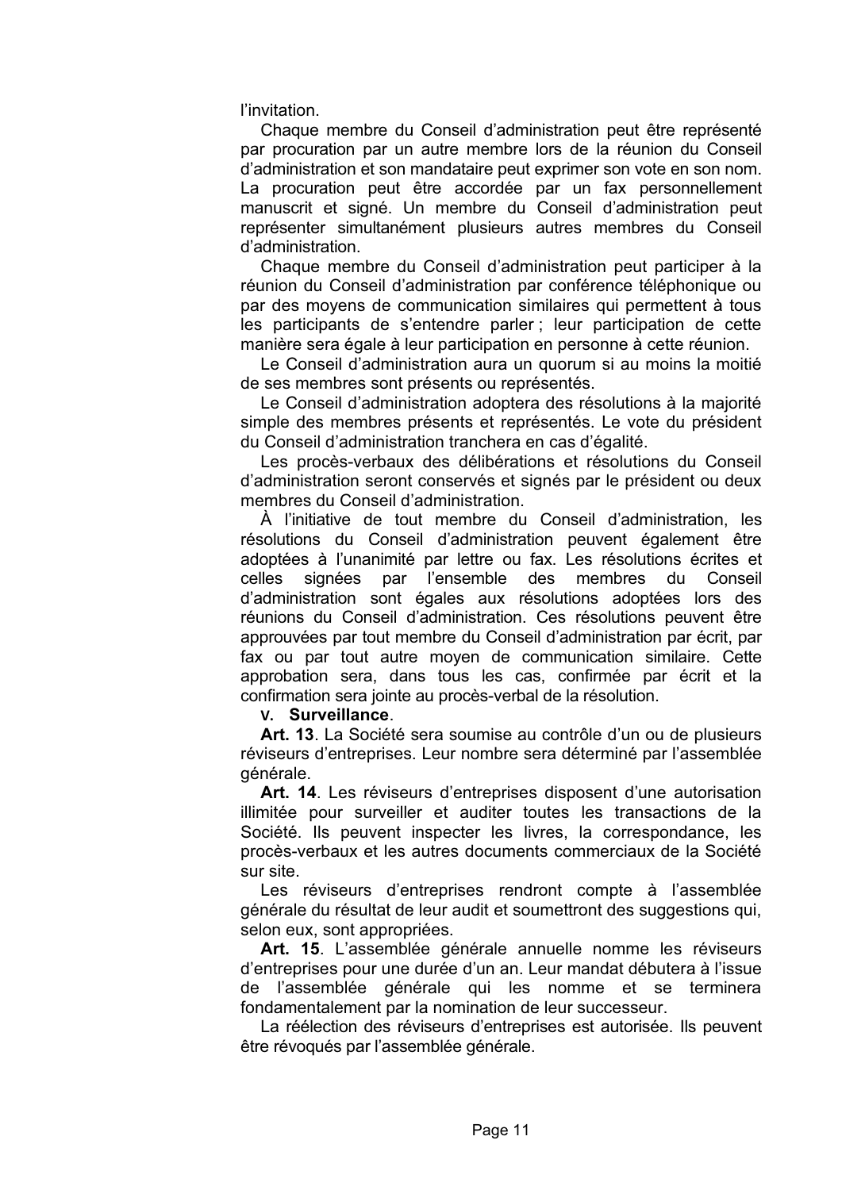l'invitation.

Chaque membre du Conseil d'administration peut être représenté par procuration par un autre membre lors de la réunion du Conseil d'administration et son mandataire peut exprimer son vote en son nom. La procuration peut être accordée par un fax personnellement manuscrit et signé. Un membre du Conseil d'administration peut représenter simultanément plusieurs autres membres du Conseil d'administration.

Chaque membre du Conseil d'administration peut participer à la réunion du Conseil d'administration par conférence téléphonique ou par des moyens de communication similaires qui permettent à tous les participants de s'entendre parler ; leur participation de cette manière sera égale à leur participation en personne à cette réunion.

Le Conseil d'administration aura un quorum si au moins la moitié de ses membres sont présents ou représentés.

Le Conseil d'administration adoptera des résolutions à la majorité simple des membres présents et représentés. Le vote du président du Conseil d'administration tranchera en cas d'égalité.

Les procès-verbaux des délibérations et résolutions du Conseil d'administration seront conservés et signés par le président ou deux membres du Conseil d'administration.

À l'initiative de tout membre du Conseil d'administration, les résolutions du Conseil d'administration peuvent également être adoptées à l'unanimité par lettre ou fax. Les résolutions écrites et celles signées par l'ensemble des membres du Conseil d'administration sont égales aux résolutions adoptées lors des réunions du Conseil d'administration. Ces résolutions peuvent être approuvées par tout membre du Conseil d'administration par écrit, par fax ou par tout autre moyen de communication similaire. Cette approbation sera, dans tous les cas, confirmée par écrit et la confirmation sera jointe au procès-verbal de la résolution.

**V. Surveillance**.

**Art. 13**. La Société sera soumise au contrôle d'un ou de plusieurs réviseurs d'entreprises. Leur nombre sera déterminé par l'assemblée générale.

**Art. 14**. Les réviseurs d'entreprises disposent d'une autorisation illimitée pour surveiller et auditer toutes les transactions de la Société. Ils peuvent inspecter les livres, la correspondance, les procès-verbaux et les autres documents commerciaux de la Société sur site.

Les réviseurs d'entreprises rendront compte à l'assemblée générale du résultat de leur audit et soumettront des suggestions qui, selon eux, sont appropriées.

**Art. 15**. L'assemblée générale annuelle nomme les réviseurs d'entreprises pour une durée d'un an. Leur mandat débutera à l'issue de l'assemblée générale qui les nomme et se terminera fondamentalement par la nomination de leur successeur.

La réélection des réviseurs d'entreprises est autorisée. Ils peuvent être révoqués par l'assemblée générale.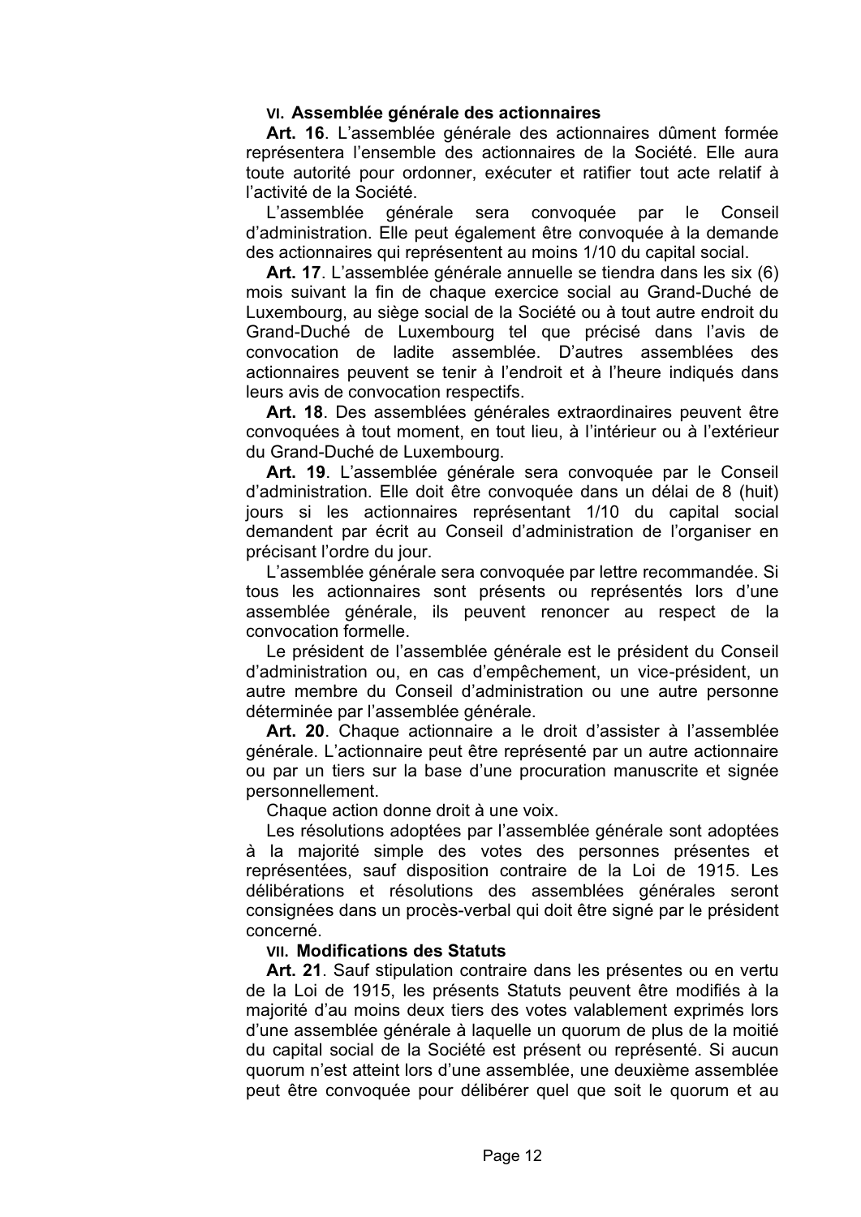### VI. Assemblée générale des actionnaires

**Art. 16**. L'assemblée générale des actionnaires dûment formée représentera l'ensemble des actionnaires de la Société. Elle aura toute autorité pour ordonner, exécuter et ratifier tout acte relatif à l'activité de la Société.

L'assemblée générale sera convoquée par le Conseil d'administration. Elle peut également être convoquée à la demande des actionnaires qui représentent au moins 1/10 du capital social.

**Art. 17**. L'assemblée générale annuelle se tiendra dans les six (6) mois suivant la fin de chaque exercice social au Grand-Duché de Luxembourg, au siège social de la Société ou à tout autre endroit du Grand-Duché de Luxembourg tel que précisé dans l'avis de convocation de ladite assemblée. D'autres assemblées des actionnaires peuvent se tenir à l'endroit et à l'heure indiqués dans leurs avis de convocation respectifs.

**Art. 18**. Des assemblées générales extraordinaires peuvent être convoquées à tout moment, en tout lieu, à l'intérieur ou à l'extérieur du Grand-Duché de Luxembourg.

**Art. 19**. L'assemblée générale sera convoquée par le Conseil d'administration. Elle doit être convoquée dans un délai de 8 (huit) jours si les actionnaires représentant 1/10 du capital social demandent par écrit au Conseil d'administration de l'organiser en précisant l'ordre du jour.

L'assemblée générale sera convoquée par lettre recommandée. Si tous les actionnaires sont présents ou représentés lors d'une assemblée générale, ils peuvent renoncer au respect de la convocation formelle.

Le président de l'assemblée générale est le président du Conseil d'administration ou, en cas d'empêchement, un vice-président, un autre membre du Conseil d'administration ou une autre personne déterminée par l'assemblée générale.

**Art. 20**. Chaque actionnaire a le droit d'assister à l'assemblée générale. L'actionnaire peut être représenté par un autre actionnaire ou par un tiers sur la base d'une procuration manuscrite et signée personnellement.

Chaque action donne droit à une voix.

Les résolutions adoptées par l'assemblée générale sont adoptées à la majorité simple des votes des personnes présentes et représentées, sauf disposition contraire de la Loi de 1915. Les délibérations et résolutions des assemblées générales seront consignées dans un procès-verbal qui doit être signé par le président concerné.

### VII. Modifications des Statuts

**Art. 21**. Sauf stipulation contraire dans les présentes ou en vertu de la Loi de 1915, les présents Statuts peuvent être modifiés à la majorité d'au moins deux tiers des votes valablement exprimés lors d'une assemblée générale à laquelle un quorum de plus de la moitié du capital social de la Société est présent ou représenté. Si aucun quorum n'est atteint lors d'une assemblée, une deuxième assemblée peut être convoquée pour délibérer quel que soit le quorum et au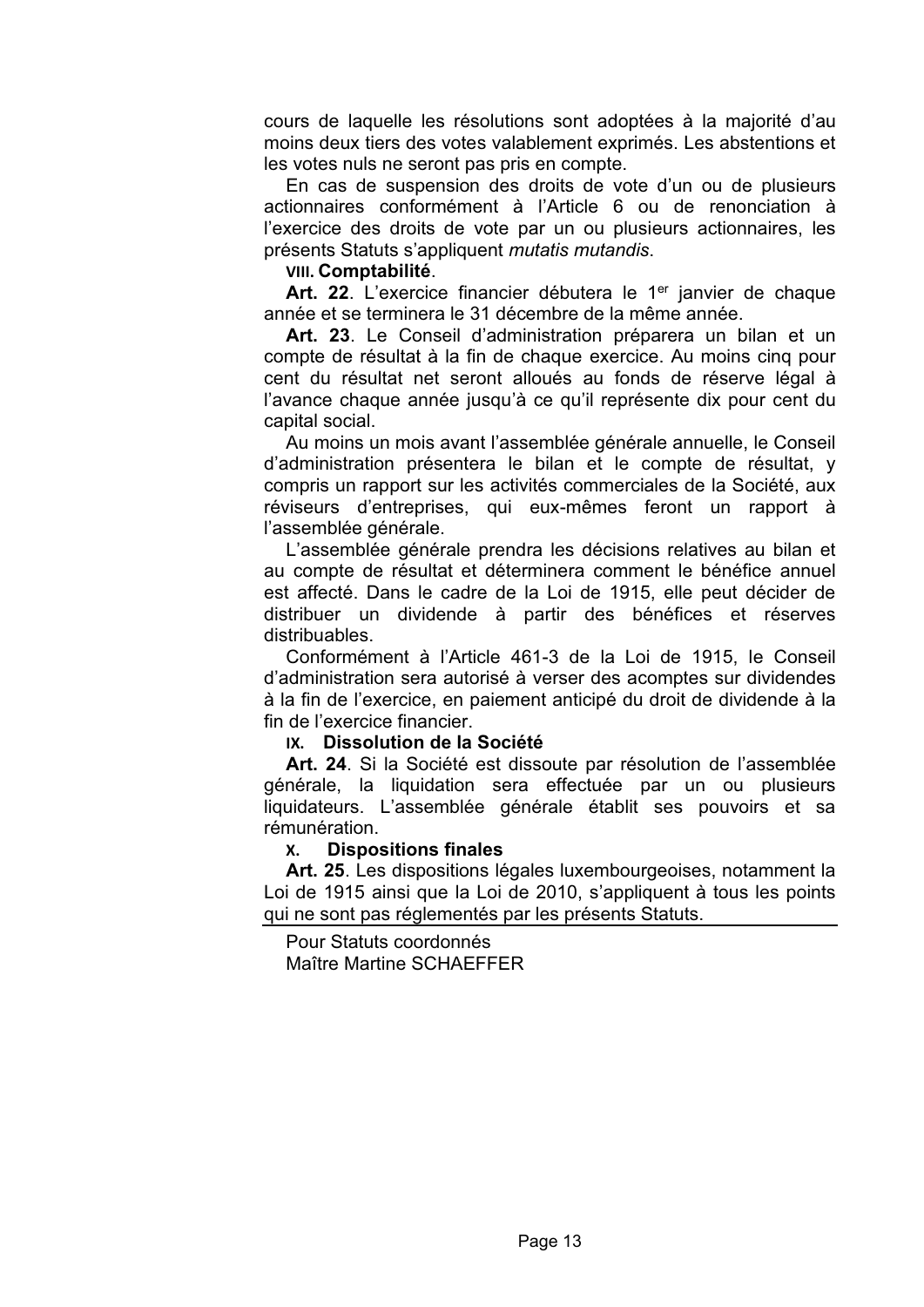cours de laquelle les résolutions sont adoptées à la majorité d'au moins deux tiers des votes valablement exprimés. Les abstentions et les votes nuls ne seront pas pris en compte.

En cas de suspension des droits de vote d'un ou de plusieurs actionnaires conformément à l'Article 6 ou de renonciation à l'exercice des droits de vote par un ou plusieurs actionnaires, les présents Statuts s'appliquent *mutatis mutandis*.

**VIII. Comptabilité**.

**Art. 22**. L'exercice financier débutera le 1er janvier de chaque année et se terminera le 31 décembre de la même année.

**Art. 23**. Le Conseil d'administration préparera un bilan et un compte de résultat à la fin de chaque exercice. Au moins cinq pour cent du résultat net seront alloués au fonds de réserve légal à l'avance chaque année jusqu'à ce qu'il représente dix pour cent du capital social.

Au moins un mois avant l'assemblée générale annuelle, le Conseil d'administration présentera le bilan et le compte de résultat, y compris un rapport sur les activités commerciales de la Société, aux réviseurs d'entreprises, qui eux-mêmes feront un rapport à l'assemblée générale.

L'assemblée générale prendra les décisions relatives au bilan et au compte de résultat et déterminera comment le bénéfice annuel est affecté. Dans le cadre de la Loi de 1915, elle peut décider de distribuer un dividende à partir des bénéfices et réserves distribuables.

Conformément à l'Article 461-3 de la Loi de 1915, le Conseil d'administration sera autorisé à verser des acomptes sur dividendes à la fin de l'exercice, en paiement anticipé du droit de dividende à la fin de l'exercice financier.

**IX. Dissolution de la Société**

**Art. 24**. Si la Société est dissoute par résolution de l'assemblée générale, la liquidation sera effectuée par un ou plusieurs liquidateurs. L'assemblée générale établit ses pouvoirs et sa rémunération.

**X. Dispositions finales**

**Art. 25**. Les dispositions légales luxembourgeoises, notamment la Loi de 1915 ainsi que la Loi de 2010, s'appliquent à tous les points qui ne sont pas réglementés par les présents Statuts.

---

Pour Statuts coordonnés
Maître Martine SCHAEFFER